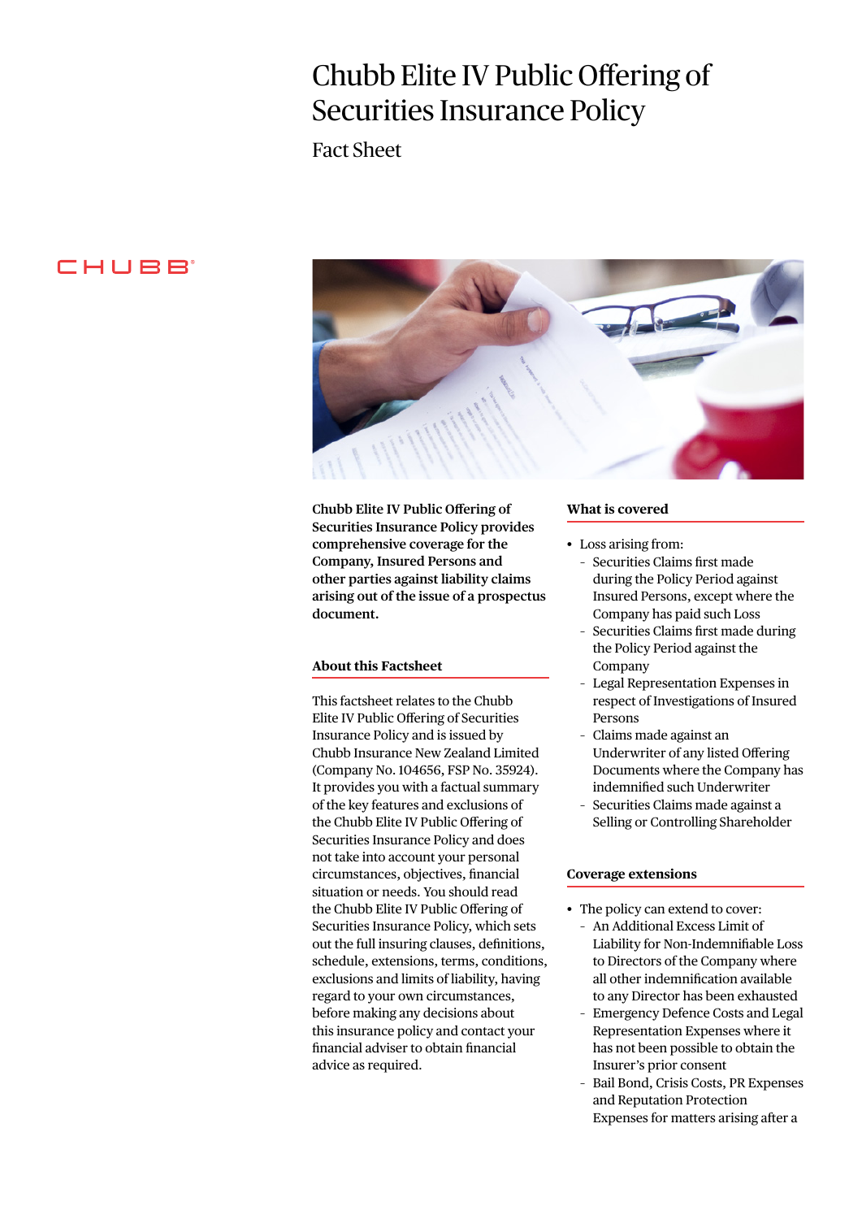# Chubb Elite IV Public Offering of Securities Insurance Policy

Fact Sheet

**Chubb Elite IV Public Offering of Securities Insurance Policy provides comprehensive coverage for the Company, Insured Persons and other parties against liability claims arising out of the issue of a prospectus document.**

## About this Factsheet

This factsheet relates to the Chubb Elite IV Public Offering of Securities Insurance Policy and is issued by Chubb Insurance New Zealand Limited (Company No. 104656, FSP No. 35924). It provides you with a factual summary of the key features and exclusions of the Chubb Elite IV Public Offering of Securities Insurance Policy and does not take into account your personal circumstances, objectives, financial situation or needs. You should read the Chubb Elite IV Public Offering of Securities Insurance Policy, which sets out the full insuring clauses, definitions, schedule, extensions, terms, conditions, exclusions and limits of liability, having regard to your own circumstances, before making any decisions about this insurance policy and contact your financial adviser to obtain financial advice as required.

## What is covered

- Loss arising from:
  - Securities Claims first made during the Policy Period against Insured Persons, except where the Company has paid such Loss
  - Securities Claims first made during the Policy Period against the Company
  - Legal Representation Expenses in respect of Investigations of Insured Persons
  - Claims made against an Underwriter of any listed Offering Documents where the Company has indemnified such Underwriter
  - Securities Claims made against a Selling or Controlling Shareholder

## Coverage extensions

- The policy can extend to cover:
  - An Additional Excess Limit of Liability for Non-Indemnifiable Loss to Directors of the Company where all other indemnification available to any Director has been exhausted
  - Emergency Defence Costs and Legal Representation Expenses where it has not been possible to obtain the Insurer's prior consent
  - Bail Bond, Crisis Costs, PR Expenses and Reputation Protection Expenses for matters arising after a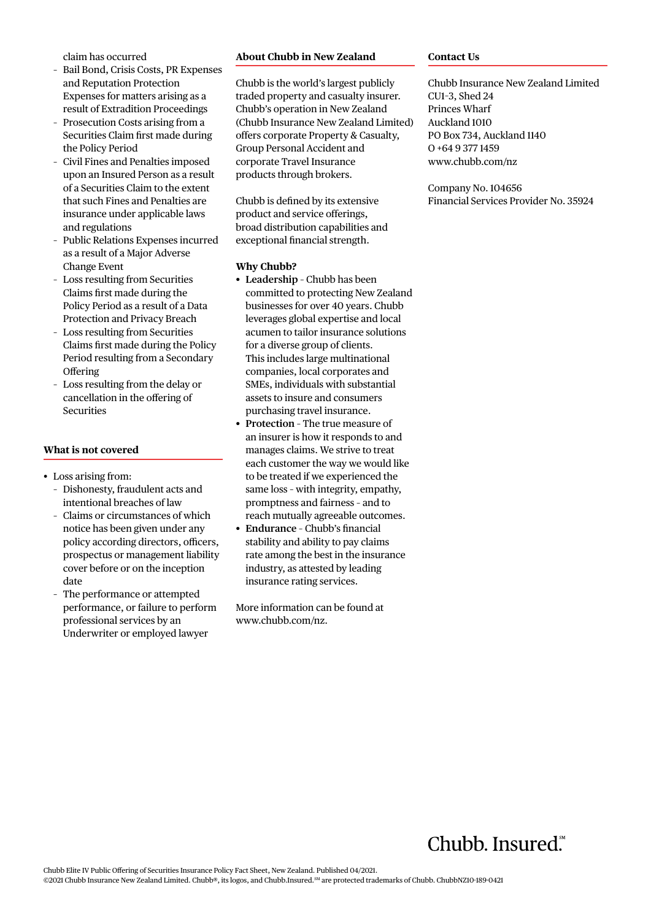claim has occurred

- Bail Bond, Crisis Costs, PR Expenses and Reputation Protection Expenses for matters arising as a result of Extradition Proceedings
- Prosecution Costs arising from a Securities Claim first made during the Policy Period
- Civil Fines and Penalties imposed upon an Insured Person as a result of a Securities Claim to the extent that such Fines and Penalties are insurance under applicable laws and regulations
- Public Relations Expenses incurred as a result of a Major Adverse Change Event
- Loss resulting from Securities Claims first made during the Policy Period as a result of a Data Protection and Privacy Breach
- Loss resulting from Securities Claims first made during the Policy Period resulting from a Secondary Offering
- Loss resulting from the delay or cancellation in the offering of Securities

### What is not covered

- Loss arising from:
  - Dishonesty, fraudulent acts and intentional breaches of law
  - Claims or circumstances of which notice has been given under any policy according directors, officers, prospectus or management liability cover before or on the inception date
  - The performance or attempted performance, or failure to perform professional services by an Underwriter or employed lawyer

### About Chubb in New Zealand

Chubb is the world's largest publicly traded property and casualty insurer. Chubb's operation in New Zealand (Chubb Insurance New Zealand Limited) offers corporate Property & Casualty, Group Personal Accident and corporate Travel Insurance products through brokers.

Chubb is defined by its extensive product and service offerings, broad distribution capabilities and exceptional financial strength.

**Why Chubb?**

- **Leadership** – Chubb has been committed to protecting New Zealand businesses for over 40 years. Chubb leverages global expertise and local acumen to tailor insurance solutions for a diverse group of clients. This includes large multinational companies, local corporates and SMEs, individuals with substantial assets to insure and consumers purchasing travel insurance.
- **Protection** – The true measure of an insurer is how it responds to and manages claims. We strive to treat each customer the way we would like to be treated if we experienced the same loss – with integrity, empathy, promptness and fairness – and to reach mutually agreeable outcomes.
- **Endurance** – Chubb's financial stability and ability to pay claims rate among the best in the insurance industry, as attested by leading insurance rating services.

More information can be found at www.chubb.com/nz.

### Contact Us

Chubb Insurance New Zealand Limited
CU1-3, Shed 24
Princes Wharf
Auckland 1010
PO Box 734, Auckland 1140
O +64 9 377 1459
www.chubb.com/nz

Company No. 104656
Financial Services Provider No. 35924

Chubb. Insured.℠

Chubb Elite IV Public Offering of Securities Insurance Policy Fact Sheet, New Zealand. Published 04/2021.
©2021 Chubb Insurance New Zealand Limited. Chubb®, its logos, and Chubb.Insured.℠ are protected trademarks of Chubb. ChubbNZ10-189-0421